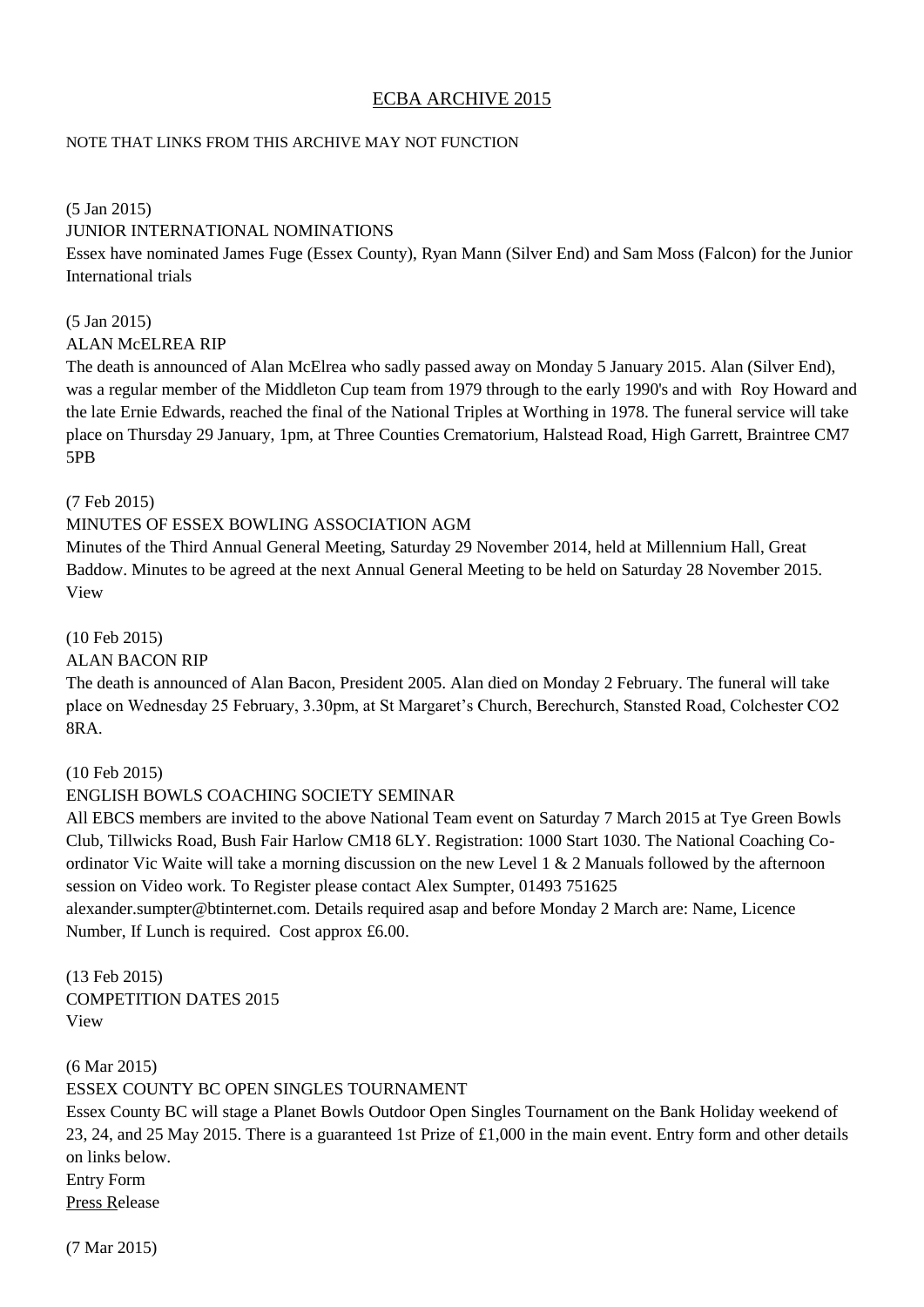# ECBA ARCHIVE 2015

NOTE THAT LINKS FROM THIS ARCHIVE MAY NOT FUNCTION

(5 Jan 2015)
JUNIOR INTERNATIONAL NOMINATIONS
Essex have nominated James Fuge (Essex County), Ryan Mann (Silver End) and Sam Moss (Falcon) for the Junior International trials

(5 Jan 2015)
ALAN McELREA RIP
The death is announced of Alan McElrea who sadly passed away on Monday 5 January 2015. Alan (Silver End), was a regular member of the Middleton Cup team from 1979 through to the early 1990's and with Roy Howard and the late Ernie Edwards, reached the final of the National Triples at Worthing in 1978. The funeral service will take place on Thursday 29 January, 1pm, at Three Counties Crematorium, Halstead Road, High Garrett, Braintree CM7 5PB

(7 Feb 2015)
MINUTES OF ESSEX BOWLING ASSOCIATION AGM
Minutes of the Third Annual General Meeting, Saturday 29 November 2014, held at Millennium Hall, Great Baddow. Minutes to be agreed at the next Annual General Meeting to be held on Saturday 28 November 2015.
View

(10 Feb 2015)
ALAN BACON RIP
The death is announced of Alan Bacon, President 2005. Alan died on Monday 2 February. The funeral will take place on Wednesday 25 February, 3.30pm, at St Margaret's Church, Berechurch, Stansted Road, Colchester CO2 8RA.

(10 Feb 2015)
ENGLISH BOWLS COACHING SOCIETY SEMINAR
All EBCS members are invited to the above National Team event on Saturday 7 March 2015 at Tye Green Bowls Club, Tillwicks Road, Bush Fair Harlow CM18 6LY. Registration: 1000 Start 1030. The National Coaching Co-ordinator Vic Waite will take a morning discussion on the new Level 1 & 2 Manuals followed by the afternoon session on Video work. To Register please contact Alex Sumpter, 01493 751625 alexander.sumpter@btinternet.com. Details required asap and before Monday 2 March are: Name, Licence Number, If Lunch is required. Cost approx £6.00.

(13 Feb 2015)
COMPETITION DATES 2015
View

(6 Mar 2015)
ESSEX COUNTY BC OPEN SINGLES TOURNAMENT
Essex County BC will stage a Planet Bowls Outdoor Open Singles Tournament on the Bank Holiday weekend of 23, 24, and 25 May 2015. There is a guaranteed 1st Prize of £1,000 in the main event. Entry form and other details on links below.
Entry Form
Press Release

(7 Mar 2015)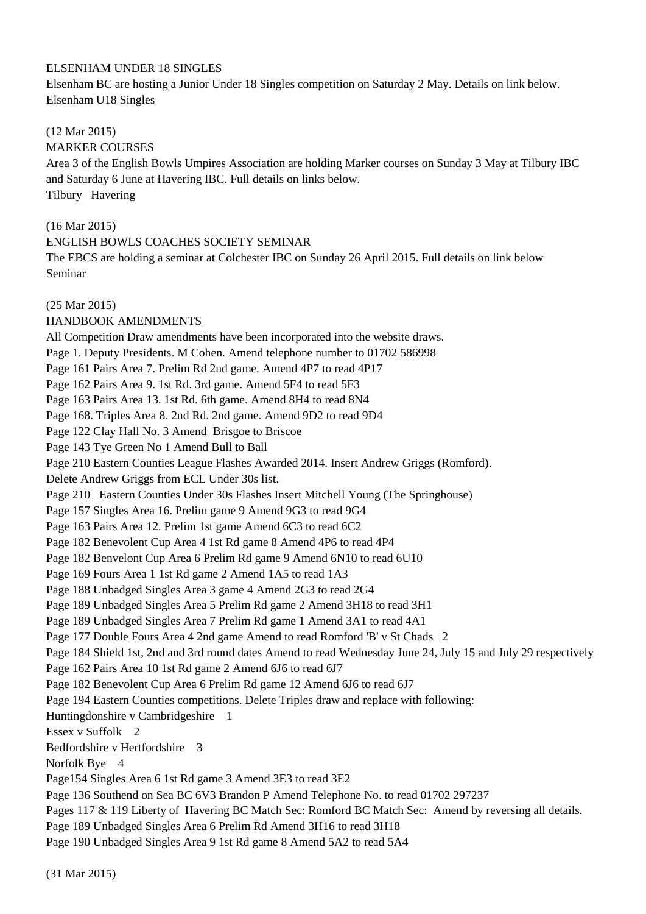ELSENHAM UNDER 18 SINGLES

Elsenham BC are hosting a Junior Under 18 Singles competition on Saturday 2 May. Details on link below.
Elsenham U18 Singles

(12 Mar 2015)

MARKER COURSES

Area 3 of the English Bowls Umpires Association are holding Marker courses on Sunday 3 May at Tilbury IBC and Saturday 6 June at Havering IBC. Full details on links below.
Tilbury   Havering

(16 Mar 2015)

ENGLISH BOWLS COACHES SOCIETY SEMINAR

The EBCS are holding a seminar at Colchester IBC on Sunday 26 April 2015. Full details on link below
Seminar

(25 Mar 2015)

HANDBOOK AMENDMENTS

All Competition Draw amendments have been incorporated into the website draws.
Page 1. Deputy Presidents. M Cohen. Amend telephone number to 01702 586998
Page 161 Pairs Area 7. Prelim Rd 2nd game. Amend 4P7 to read 4P17
Page 162 Pairs Area 9. 1st Rd. 3rd game. Amend 5F4 to read 5F3
Page 163 Pairs Area 13. 1st Rd. 6th game. Amend 8H4 to read 8N4
Page 168. Triples Area 8. 2nd Rd. 2nd game. Amend 9D2 to read 9D4
Page 122 Clay Hall No. 3 Amend Brisgoe to Briscoe
Page 143 Tye Green No 1 Amend Bull to Ball
Page 210 Eastern Counties League Flashes Awarded 2014. Insert Andrew Griggs (Romford).
Delete Andrew Griggs from ECL Under 30s list.
Page 210 Eastern Counties Under 30s Flashes Insert Mitchell Young (The Springhouse)
Page 157 Singles Area 16. Prelim game 9 Amend 9G3 to read 9G4
Page 163 Pairs Area 12. Prelim 1st game Amend 6C3 to read 6C2
Page 182 Benevolent Cup Area 4 1st Rd game 8 Amend 4P6 to read 4P4
Page 182 Benvelont Cup Area 6 Prelim Rd game 9 Amend 6N10 to read 6U10
Page 169 Fours Area 1 1st Rd game 2 Amend 1A5 to read 1A3
Page 188 Unbadged Singles Area 3 game 4 Amend 2G3 to read 2G4
Page 189 Unbadged Singles Area 5 Prelim Rd game 2 Amend 3H18 to read 3H1
Page 189 Unbadged Singles Area 7 Prelim Rd game 1 Amend 3A1 to read 4A1
Page 177 Double Fours Area 4 2nd game Amend to read Romford 'B' v St Chads 2
Page 184 Shield 1st, 2nd and 3rd round dates Amend to read Wednesday June 24, July 15 and July 29 respectively
Page 162 Pairs Area 10 1st Rd game 2 Amend 6J6 to read 6J7
Page 182 Benevolent Cup Area 6 Prelim Rd game 12 Amend 6J6 to read 6J7
Page 194 Eastern Counties competitions. Delete Triples draw and replace with following:
Huntingdonshire v Cambridgeshire 1
Essex v Suffolk 2
Bedfordshire v Hertfordshire 3
Norfolk Bye 4
Page154 Singles Area 6 1st Rd game 3 Amend 3E3 to read 3E2
Page 136 Southend on Sea BC 6V3 Brandon P Amend Telephone No. to read 01702 297237
Pages 117 & 119 Liberty of Havering BC Match Sec: Romford BC Match Sec: Amend by reversing all details.
Page 189 Unbadged Singles Area 6 Prelim Rd Amend 3H16 to read 3H18
Page 190 Unbadged Singles Area 9 1st Rd game 8 Amend 5A2 to read 5A4

(31 Mar 2015)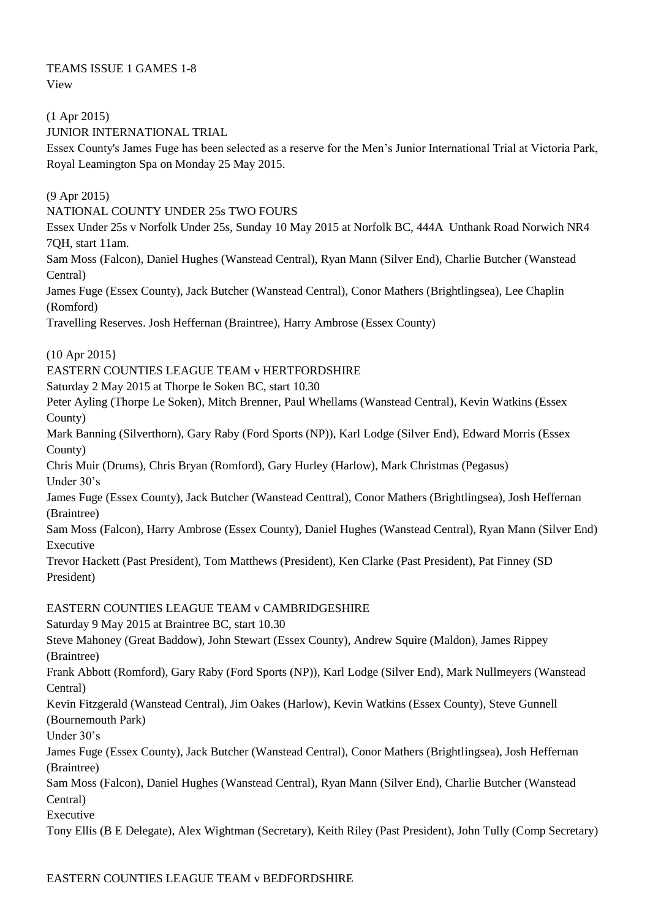TEAMS ISSUE 1 GAMES 1-8
View

(1 Apr 2015)

JUNIOR INTERNATIONAL TRIAL

Essex County's James Fuge has been selected as a reserve for the Men's Junior International Trial at Victoria Park, Royal Leamington Spa on Monday 25 May 2015.

(9 Apr 2015)

NATIONAL COUNTY UNDER 25s TWO FOURS

Essex Under 25s v Norfolk Under 25s, Sunday 10 May 2015 at Norfolk BC, 444A Unthank Road Norwich NR4 7QH, start 11am.

Sam Moss (Falcon), Daniel Hughes (Wanstead Central), Ryan Mann (Silver End), Charlie Butcher (Wanstead Central)

James Fuge (Essex County), Jack Butcher (Wanstead Central), Conor Mathers (Brightlingsea), Lee Chaplin (Romford)

Travelling Reserves. Josh Heffernan (Braintree), Harry Ambrose (Essex County)

(10 Apr 2015}

EASTERN COUNTIES LEAGUE TEAM v HERTFORDSHIRE

Saturday 2 May 2015 at Thorpe le Soken BC, start 10.30

Peter Ayling (Thorpe Le Soken), Mitch Brenner, Paul Whellams (Wanstead Central), Kevin Watkins (Essex County)

Mark Banning (Silverthorn), Gary Raby (Ford Sports (NP)), Karl Lodge (Silver End), Edward Morris (Essex County)

Chris Muir (Drums), Chris Bryan (Romford), Gary Hurley (Harlow), Mark Christmas (Pegasus)

Under 30's

James Fuge (Essex County), Jack Butcher (Wanstead Centtral), Conor Mathers (Brightlingsea), Josh Heffernan (Braintree)

Sam Moss (Falcon), Harry Ambrose (Essex County), Daniel Hughes (Wanstead Central), Ryan Mann (Silver End)

Executive

Trevor Hackett (Past President), Tom Matthews (President), Ken Clarke (Past President), Pat Finney (SD President)

EASTERN COUNTIES LEAGUE TEAM v CAMBRIDGESHIRE

Saturday 9 May 2015 at Braintree BC, start 10.30

Steve Mahoney (Great Baddow), John Stewart (Essex County), Andrew Squire (Maldon), James Rippey (Braintree)

Frank Abbott (Romford), Gary Raby (Ford Sports (NP)), Karl Lodge (Silver End), Mark Nullmeyers (Wanstead Central)

Kevin Fitzgerald (Wanstead Central), Jim Oakes (Harlow), Kevin Watkins (Essex County), Steve Gunnell (Bournemouth Park)

Under 30's

James Fuge (Essex County), Jack Butcher (Wanstead Central), Conor Mathers (Brightlingsea), Josh Heffernan (Braintree)

Sam Moss (Falcon), Daniel Hughes (Wanstead Central), Ryan Mann (Silver End), Charlie Butcher (Wanstead Central)

Executive

Tony Ellis (B E Delegate), Alex Wightman (Secretary), Keith Riley (Past President), John Tully (Comp Secretary)

EASTERN COUNTIES LEAGUE TEAM v BEDFORDSHIRE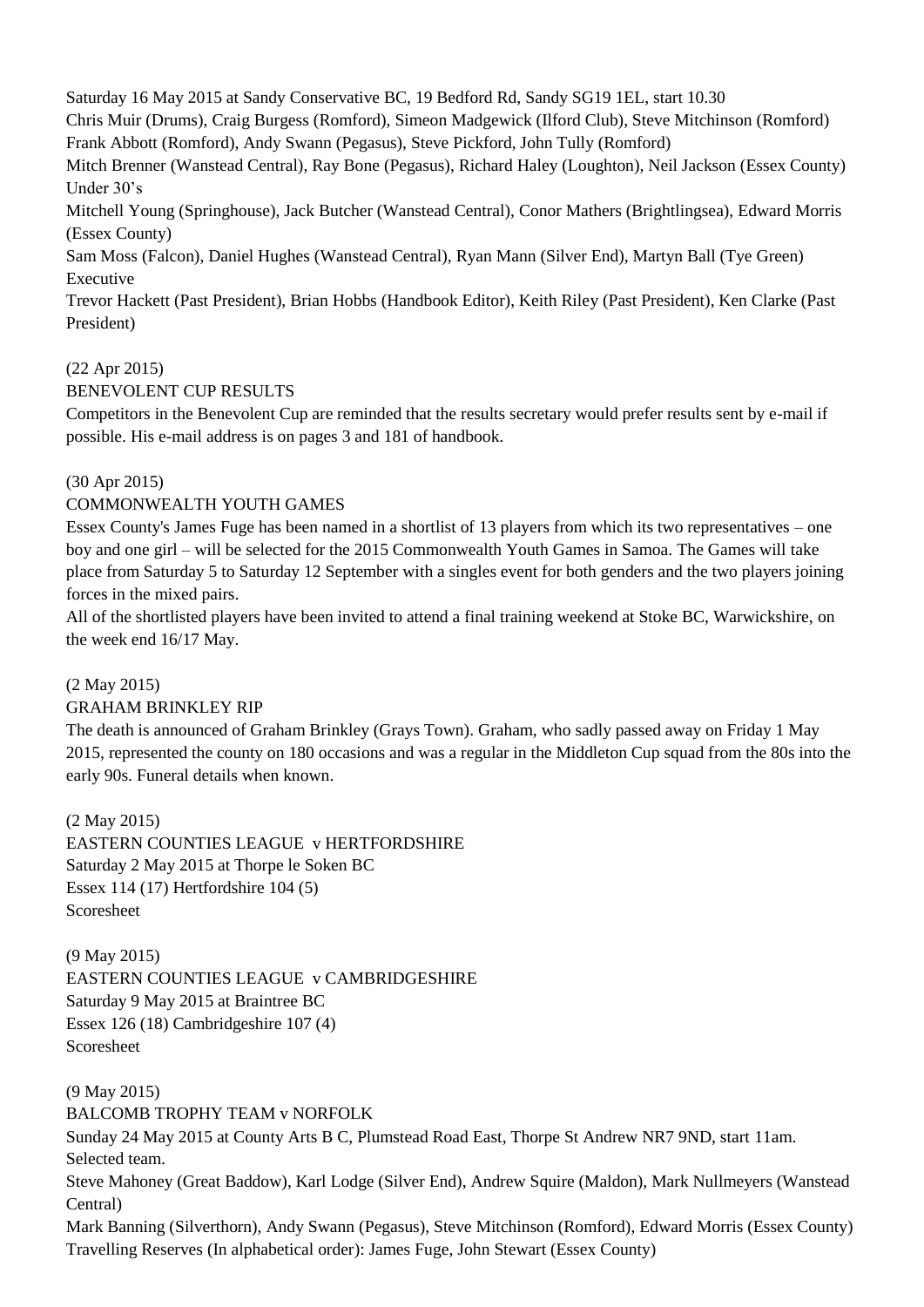Saturday 16 May 2015 at Sandy Conservative BC, 19 Bedford Rd, Sandy SG19 1EL, start 10.30

Chris Muir (Drums), Craig Burgess (Romford), Simeon Madgewick (Ilford Club), Steve Mitchinson (Romford)

Frank Abbott (Romford), Andy Swann (Pegasus), Steve Pickford, John Tully (Romford)

Mitch Brenner (Wanstead Central), Ray Bone (Pegasus), Richard Haley (Loughton), Neil Jackson (Essex County)

Under 30's

Mitchell Young (Springhouse), Jack Butcher (Wanstead Central), Conor Mathers (Brightlingsea), Edward Morris (Essex County)

Sam Moss (Falcon), Daniel Hughes (Wanstead Central), Ryan Mann (Silver End), Martyn Ball (Tye Green)

Executive

Trevor Hackett (Past President), Brian Hobbs (Handbook Editor), Keith Riley (Past President), Ken Clarke (Past President)

(22 Apr 2015)

BENEVOLENT CUP RESULTS

Competitors in the Benevolent Cup are reminded that the results secretary would prefer results sent by e-mail if possible. His e-mail address is on pages 3 and 181 of handbook.

(30 Apr 2015)

COMMONWEALTH YOUTH GAMES

Essex County's James Fuge has been named in a shortlist of 13 players from which its two representatives – one boy and one girl – will be selected for the 2015 Commonwealth Youth Games in Samoa. The Games will take place from Saturday 5 to Saturday 12 September with a singles event for both genders and the two players joining forces in the mixed pairs.

All of the shortlisted players have been invited to attend a final training weekend at Stoke BC, Warwickshire, on the week end 16/17 May.

(2 May 2015)

GRAHAM BRINKLEY RIP

The death is announced of Graham Brinkley (Grays Town). Graham, who sadly passed away on Friday 1 May 2015, represented the county on 180 occasions and was a regular in the Middleton Cup squad from the 80s into the early 90s. Funeral details when known.

(2 May 2015)

EASTERN COUNTIES LEAGUE v HERTFORDSHIRE

Saturday 2 May 2015 at Thorpe le Soken BC

Essex 114 (17) Hertfordshire 104 (5)

Scoresheet

(9 May 2015)

EASTERN COUNTIES LEAGUE v CAMBRIDGESHIRE

Saturday 9 May 2015 at Braintree BC

Essex 126 (18) Cambridgeshire 107 (4)

Scoresheet

(9 May 2015)

BALCOMB TROPHY TEAM v NORFOLK

Sunday 24 May 2015 at County Arts B C, Plumstead Road East, Thorpe St Andrew NR7 9ND, start 11am.

Selected team.

Steve Mahoney (Great Baddow), Karl Lodge (Silver End), Andrew Squire (Maldon), Mark Nullmeyers (Wanstead Central)

Mark Banning (Silverthorn), Andy Swann (Pegasus), Steve Mitchinson (Romford), Edward Morris (Essex County)

Travelling Reserves (In alphabetical order): James Fuge, John Stewart (Essex County)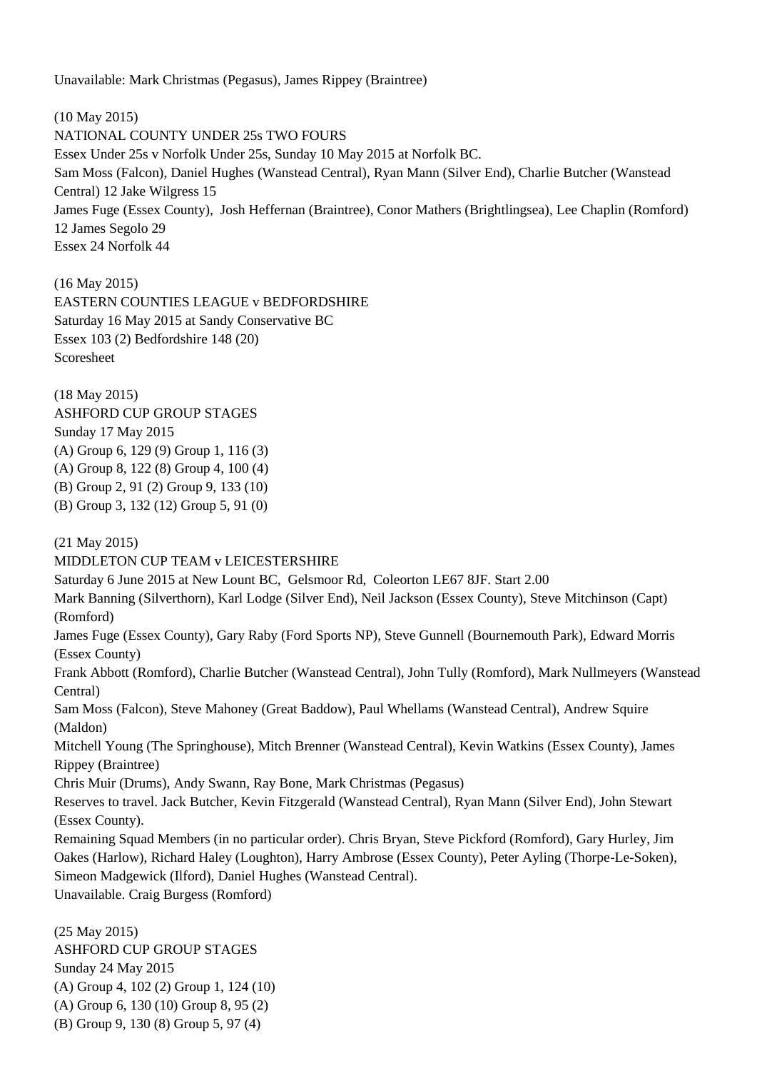Unavailable: Mark Christmas (Pegasus), James Rippey (Braintree)

(10 May 2015)
NATIONAL COUNTY UNDER 25s TWO FOURS
Essex Under 25s v Norfolk Under 25s, Sunday 10 May 2015 at Norfolk BC.
Sam Moss (Falcon), Daniel Hughes (Wanstead Central), Ryan Mann (Silver End), Charlie Butcher (Wanstead Central) 12 Jake Wilgress 15
James Fuge (Essex County), Josh Heffernan (Braintree), Conor Mathers (Brightlingsea), Lee Chaplin (Romford) 12 James Segolo 29
Essex 24 Norfolk 44

(16 May 2015)
EASTERN COUNTIES LEAGUE v BEDFORDSHIRE
Saturday 16 May 2015 at Sandy Conservative BC
Essex 103 (2) Bedfordshire 148 (20)
Scoresheet

(18 May 2015)
ASHFORD CUP GROUP STAGES
Sunday 17 May 2015
(A) Group 6, 129 (9) Group 1, 116 (3)
(A) Group 8, 122 (8) Group 4, 100 (4)
(B) Group 2, 91 (2) Group 9, 133 (10)
(B) Group 3, 132 (12) Group 5, 91 (0)

(21 May 2015)
MIDDLETON CUP TEAM v LEICESTERSHIRE
Saturday 6 June 2015 at New Lount BC, Gelsmoor Rd, Coleorton LE67 8JF. Start 2.00
Mark Banning (Silverthorn), Karl Lodge (Silver End), Neil Jackson (Essex County), Steve Mitchinson (Capt) (Romford)
James Fuge (Essex County), Gary Raby (Ford Sports NP), Steve Gunnell (Bournemouth Park), Edward Morris (Essex County)
Frank Abbott (Romford), Charlie Butcher (Wanstead Central), John Tully (Romford), Mark Nullmeyers (Wanstead Central)
Sam Moss (Falcon), Steve Mahoney (Great Baddow), Paul Whellams (Wanstead Central), Andrew Squire (Maldon)
Mitchell Young (The Springhouse), Mitch Brenner (Wanstead Central), Kevin Watkins (Essex County), James Rippey (Braintree)
Chris Muir (Drums), Andy Swann, Ray Bone, Mark Christmas (Pegasus)
Reserves to travel. Jack Butcher, Kevin Fitzgerald (Wanstead Central), Ryan Mann (Silver End), John Stewart (Essex County).
Remaining Squad Members (in no particular order). Chris Bryan, Steve Pickford (Romford), Gary Hurley, Jim Oakes (Harlow), Richard Haley (Loughton), Harry Ambrose (Essex County), Peter Ayling (Thorpe-Le-Soken), Simeon Madgewick (Ilford), Daniel Hughes (Wanstead Central).
Unavailable. Craig Burgess (Romford)

(25 May 2015)
ASHFORD CUP GROUP STAGES
Sunday 24 May 2015
(A) Group 4, 102 (2) Group 1, 124 (10)
(A) Group 6, 130 (10) Group 8, 95 (2)
(B) Group 9, 130 (8) Group 5, 97 (4)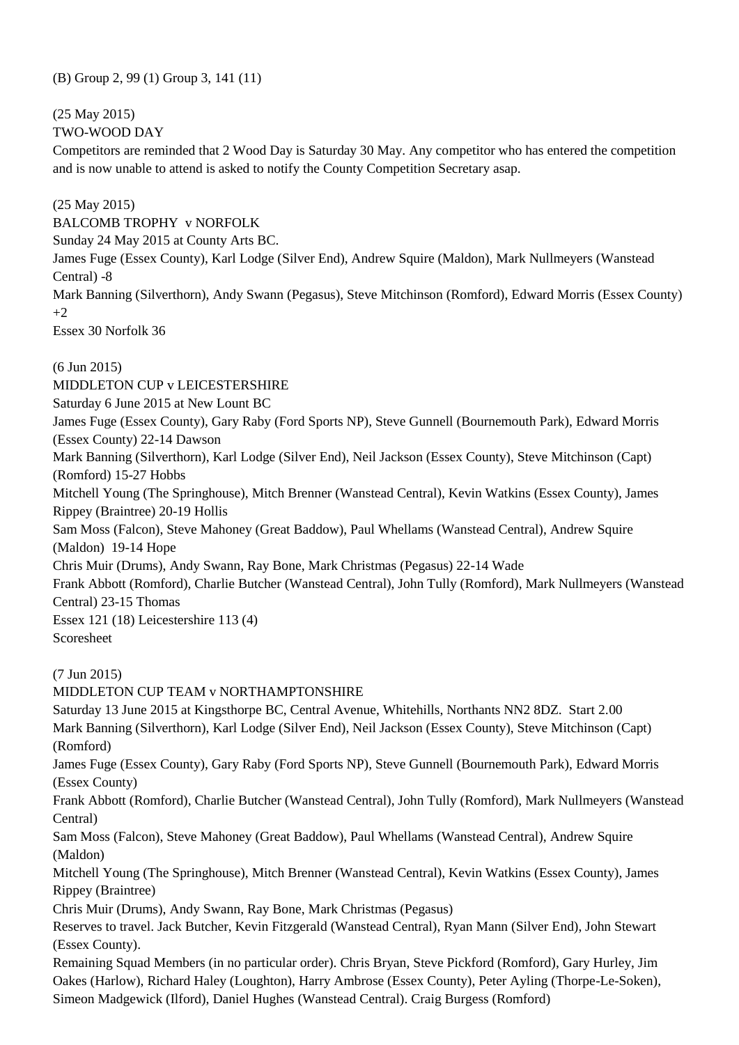(B) Group 2, 99 (1) Group 3, 141 (11)

(25 May 2015)
TWO-WOOD DAY
Competitors are reminded that 2 Wood Day is Saturday 30 May. Any competitor who has entered the competition and is now unable to attend is asked to notify the County Competition Secretary asap.

(25 May 2015)
BALCOMB TROPHY v NORFOLK
Sunday 24 May 2015 at County Arts BC.
James Fuge (Essex County), Karl Lodge (Silver End), Andrew Squire (Maldon), Mark Nullmeyers (Wanstead Central) -8
Mark Banning (Silverthorn), Andy Swann (Pegasus), Steve Mitchinson (Romford), Edward Morris (Essex County) +2
Essex 30 Norfolk 36

(6 Jun 2015)
MIDDLETON CUP v LEICESTERSHIRE
Saturday 6 June 2015 at New Lount BC
James Fuge (Essex County), Gary Raby (Ford Sports NP), Steve Gunnell (Bournemouth Park), Edward Morris (Essex County) 22-14 Dawson
Mark Banning (Silverthorn), Karl Lodge (Silver End), Neil Jackson (Essex County), Steve Mitchinson (Capt) (Romford) 15-27 Hobbs
Mitchell Young (The Springhouse), Mitch Brenner (Wanstead Central), Kevin Watkins (Essex County), James Rippey (Braintree) 20-19 Hollis
Sam Moss (Falcon), Steve Mahoney (Great Baddow), Paul Whellams (Wanstead Central), Andrew Squire (Maldon) 19-14 Hope
Chris Muir (Drums), Andy Swann, Ray Bone, Mark Christmas (Pegasus) 22-14 Wade
Frank Abbott (Romford), Charlie Butcher (Wanstead Central), John Tully (Romford), Mark Nullmeyers (Wanstead Central) 23-15 Thomas
Essex 121 (18) Leicestershire 113 (4)
Scoresheet

(7 Jun 2015)
MIDDLETON CUP TEAM v NORTHAMPTONSHIRE
Saturday 13 June 2015 at Kingsthorpe BC, Central Avenue, Whitehills, Northants NN2 8DZ. Start 2.00
Mark Banning (Silverthorn), Karl Lodge (Silver End), Neil Jackson (Essex County), Steve Mitchinson (Capt) (Romford)
James Fuge (Essex County), Gary Raby (Ford Sports NP), Steve Gunnell (Bournemouth Park), Edward Morris (Essex County)
Frank Abbott (Romford), Charlie Butcher (Wanstead Central), John Tully (Romford), Mark Nullmeyers (Wanstead Central)
Sam Moss (Falcon), Steve Mahoney (Great Baddow), Paul Whellams (Wanstead Central), Andrew Squire (Maldon)
Mitchell Young (The Springhouse), Mitch Brenner (Wanstead Central), Kevin Watkins (Essex County), James Rippey (Braintree)
Chris Muir (Drums), Andy Swann, Ray Bone, Mark Christmas (Pegasus)
Reserves to travel. Jack Butcher, Kevin Fitzgerald (Wanstead Central), Ryan Mann (Silver End), John Stewart (Essex County).
Remaining Squad Members (in no particular order). Chris Bryan, Steve Pickford (Romford), Gary Hurley, Jim Oakes (Harlow), Richard Haley (Loughton), Harry Ambrose (Essex County), Peter Ayling (Thorpe-Le-Soken), Simeon Madgewick (Ilford), Daniel Hughes (Wanstead Central). Craig Burgess (Romford)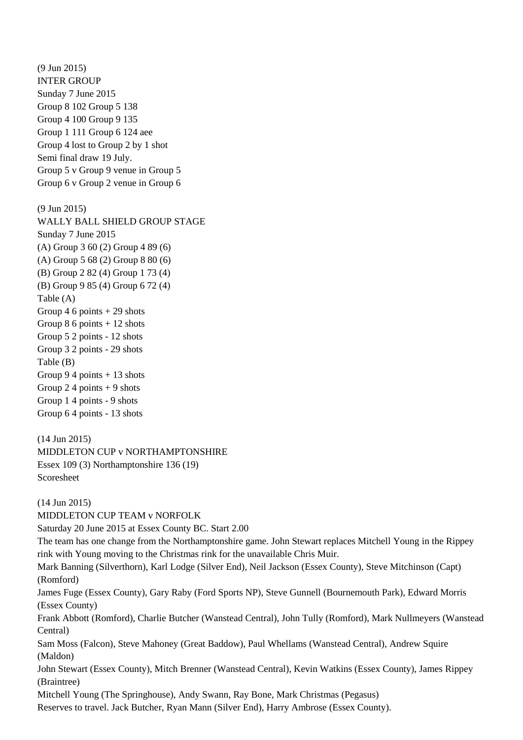(9 Jun 2015)
INTER GROUP
Sunday 7 June 2015
Group 8 102 Group 5 138
Group 4 100 Group 9 135
Group 1 111 Group 6 124 aee
Group 4 lost to Group 2 by 1 shot
Semi final draw 19 July.
Group 5 v Group 9 venue in Group 5
Group 6 v Group 2 venue in Group 6

(9 Jun 2015)
WALLY BALL SHIELD GROUP STAGE
Sunday 7 June 2015
(A) Group 3 60 (2) Group 4 89 (6)
(A) Group 5 68 (2) Group 8 80 (6)
(B) Group 2 82 (4) Group 1 73 (4)
(B) Group 9 85 (4) Group 6 72 (4)
Table (A)
Group 4 6 points + 29 shots
Group 8 6 points + 12 shots
Group 5 2 points - 12 shots
Group 3 2 points - 29 shots
Table (B)
Group 9 4 points + 13 shots
Group 2 4 points + 9 shots
Group 1 4 points - 9 shots
Group 6 4 points - 13 shots

(14 Jun 2015)
MIDDLETON CUP v NORTHAMPTONSHIRE
Essex 109 (3) Northamptonshire 136 (19)
Scoresheet

(14 Jun 2015)
MIDDLETON CUP TEAM v NORFOLK
Saturday 20 June 2015 at Essex County BC. Start 2.00
The team has one change from the Northamptonshire game. John Stewart replaces Mitchell Young in the Rippey rink with Young moving to the Christmas rink for the unavailable Chris Muir.
Mark Banning (Silverthorn), Karl Lodge (Silver End), Neil Jackson (Essex County), Steve Mitchinson (Capt) (Romford)
James Fuge (Essex County), Gary Raby (Ford Sports NP), Steve Gunnell (Bournemouth Park), Edward Morris (Essex County)
Frank Abbott (Romford), Charlie Butcher (Wanstead Central), John Tully (Romford), Mark Nullmeyers (Wanstead Central)
Sam Moss (Falcon), Steve Mahoney (Great Baddow), Paul Whellams (Wanstead Central), Andrew Squire (Maldon)
John Stewart (Essex County), Mitch Brenner (Wanstead Central), Kevin Watkins (Essex County), James Rippey (Braintree)
Mitchell Young (The Springhouse), Andy Swann, Ray Bone, Mark Christmas (Pegasus)
Reserves to travel. Jack Butcher, Ryan Mann (Silver End), Harry Ambrose (Essex County).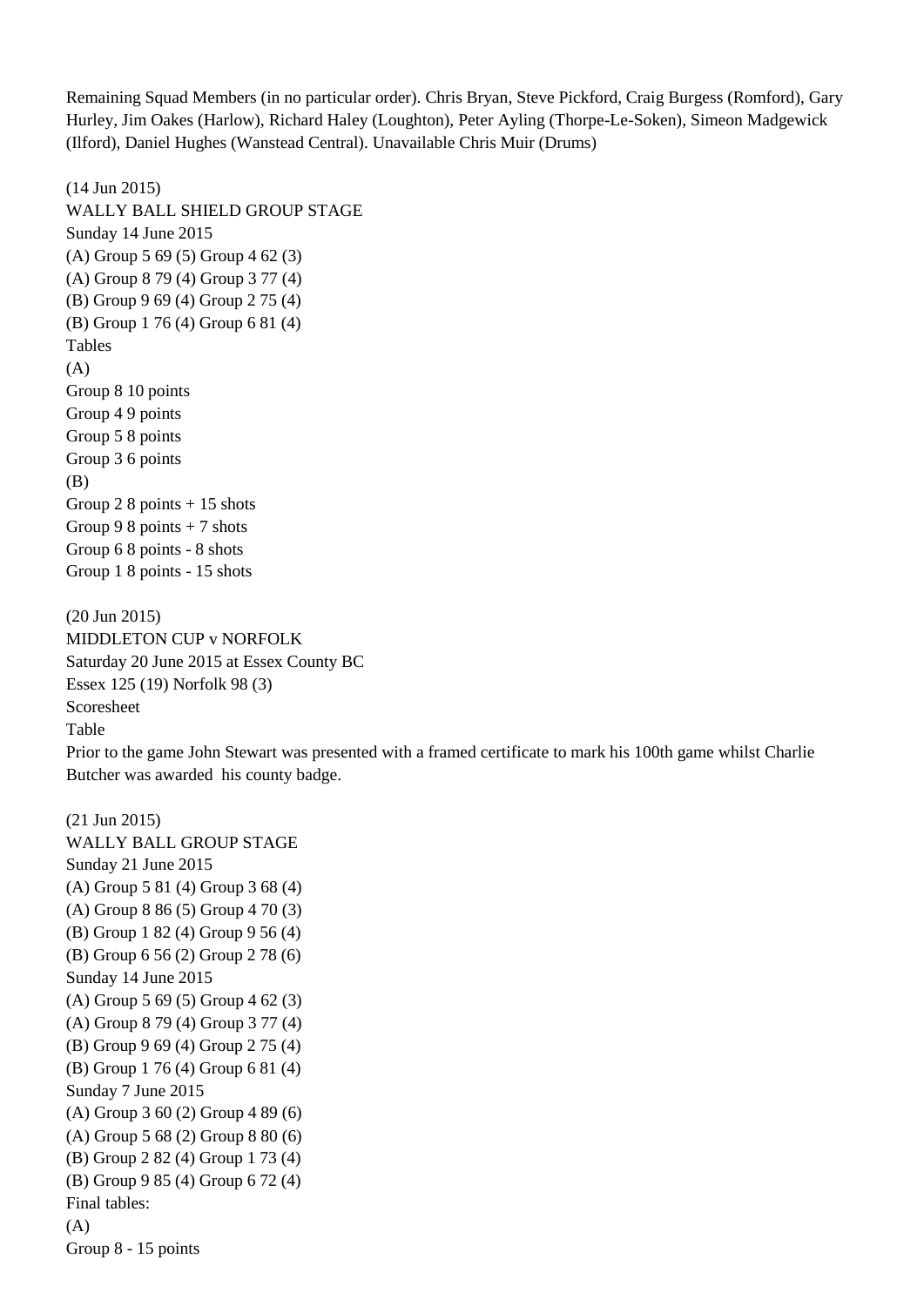Remaining Squad Members (in no particular order). Chris Bryan, Steve Pickford, Craig Burgess (Romford), Gary Hurley, Jim Oakes (Harlow), Richard Haley (Loughton), Peter Ayling (Thorpe-Le-Soken), Simeon Madgewick (Ilford), Daniel Hughes (Wanstead Central). Unavailable Chris Muir (Drums)

(14 Jun 2015)
WALLY BALL SHIELD GROUP STAGE
Sunday 14 June 2015
(A) Group 5 69 (5) Group 4 62 (3)
(A) Group 8 79 (4) Group 3 77 (4)
(B) Group 9 69 (4) Group 2 75 (4)
(B) Group 1 76 (4) Group 6 81 (4)
Tables
(A)
Group 8 10 points
Group 4 9 points
Group 5 8 points
Group 3 6 points
(B)
Group 2 8 points + 15 shots
Group 9 8 points + 7 shots
Group 6 8 points - 8 shots
Group 1 8 points - 15 shots

(20 Jun 2015)
MIDDLETON CUP v NORFOLK
Saturday 20 June 2015 at Essex County BC
Essex 125 (19) Norfolk 98 (3)
Scoresheet
Table
Prior to the game John Stewart was presented with a framed certificate to mark his 100th game whilst Charlie Butcher was awarded his county badge.

(21 Jun 2015)
WALLY BALL GROUP STAGE
Sunday 21 June 2015
(A) Group 5 81 (4) Group 3 68 (4)
(A) Group 8 86 (5) Group 4 70 (3)
(B) Group 1 82 (4) Group 9 56 (4)
(B) Group 6 56 (2) Group 2 78 (6)
Sunday 14 June 2015
(A) Group 5 69 (5) Group 4 62 (3)
(A) Group 8 79 (4) Group 3 77 (4)
(B) Group 9 69 (4) Group 2 75 (4)
(B) Group 1 76 (4) Group 6 81 (4)
Sunday 7 June 2015
(A) Group 3 60 (2) Group 4 89 (6)
(A) Group 5 68 (2) Group 8 80 (6)
(B) Group 2 82 (4) Group 1 73 (4)
(B) Group 9 85 (4) Group 6 72 (4)
Final tables:
(A)
Group 8 - 15 points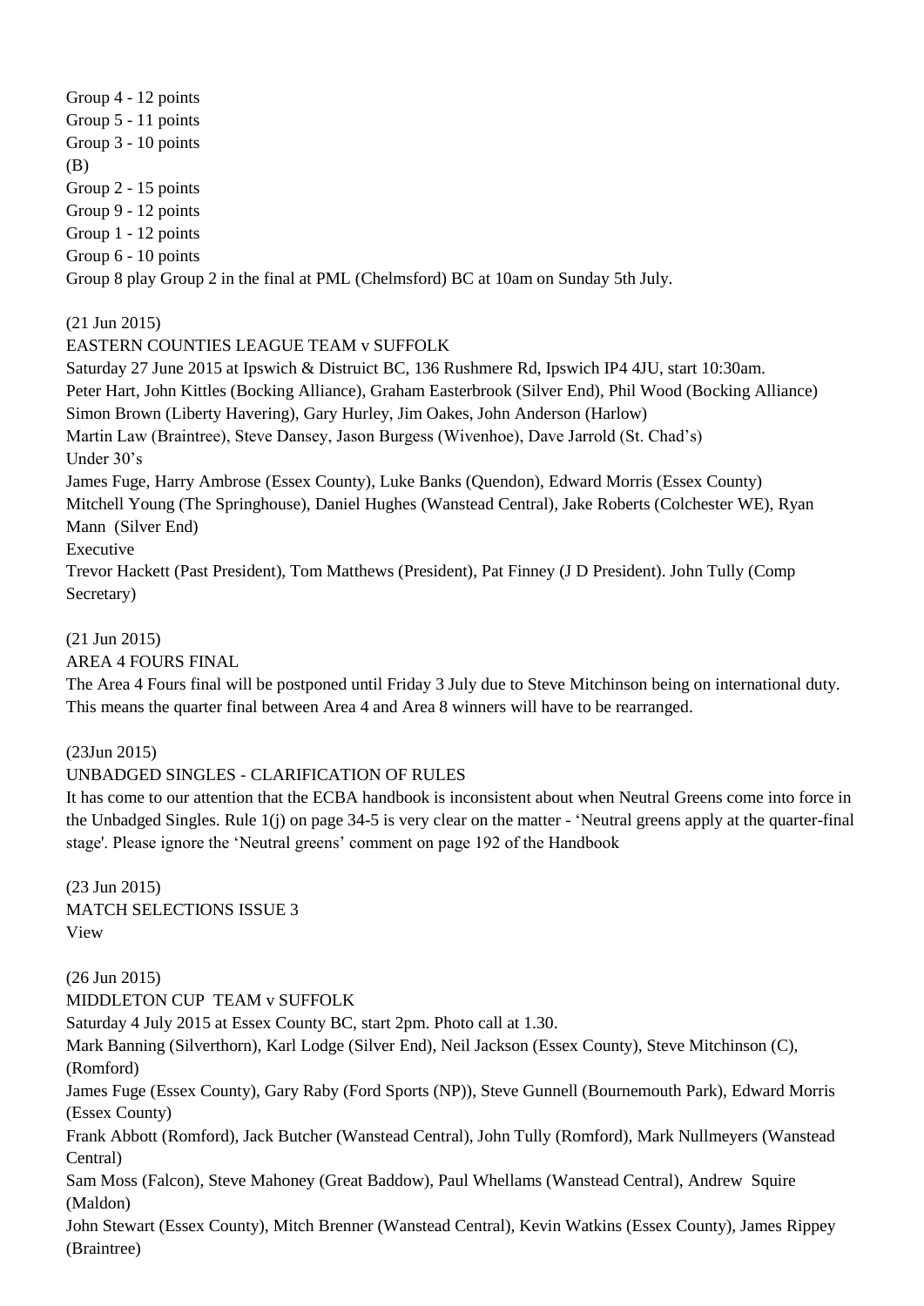Group 4 - 12 points
Group 5 - 11 points
Group 3 - 10 points
(B)
Group 2 - 15 points
Group 9 - 12 points
Group 1 - 12 points
Group 6 - 10 points
Group 8 play Group 2 in the final at PML (Chelmsford) BC at 10am on Sunday 5th July.

(21 Jun 2015)
EASTERN COUNTIES LEAGUE TEAM v SUFFOLK
Saturday 27 June 2015 at Ipswich & Distruict BC, 136 Rushmere Rd, Ipswich IP4 4JU, start 10:30am.
Peter Hart, John Kittles (Bocking Alliance), Graham Easterbrook (Silver End), Phil Wood (Bocking Alliance)
Simon Brown (Liberty Havering), Gary Hurley, Jim Oakes, John Anderson (Harlow)
Martin Law (Braintree), Steve Dansey, Jason Burgess (Wivenhoe), Dave Jarrold (St. Chad's)
Under 30's
James Fuge, Harry Ambrose (Essex County), Luke Banks (Quendon), Edward Morris (Essex County)
Mitchell Young (The Springhouse), Daniel Hughes (Wanstead Central), Jake Roberts (Colchester WE), Ryan Mann (Silver End)
Executive
Trevor Hackett (Past President), Tom Matthews (President), Pat Finney (J D President). John Tully (Comp Secretary)

(21 Jun 2015)
AREA 4 FOURS FINAL
The Area 4 Fours final will be postponed until Friday 3 July due to Steve Mitchinson being on international duty. This means the quarter final between Area 4 and Area 8 winners will have to be rearranged.

(23Jun 2015)
UNBADGED SINGLES - CLARIFICATION OF RULES
It has come to our attention that the ECBA handbook is inconsistent about when Neutral Greens come into force in the Unbadged Singles. Rule 1(j) on page 34-5 is very clear on the matter - 'Neutral greens apply at the quarter-final stage'. Please ignore the 'Neutral greens' comment on page 192 of the Handbook

(23 Jun 2015)
MATCH SELECTIONS ISSUE 3
View

(26 Jun 2015)
MIDDLETON CUP TEAM v SUFFOLK
Saturday 4 July 2015 at Essex County BC, start 2pm. Photo call at 1.30.
Mark Banning (Silverthorn), Karl Lodge (Silver End), Neil Jackson (Essex County), Steve Mitchinson (C), (Romford)
James Fuge (Essex County), Gary Raby (Ford Sports (NP)), Steve Gunnell (Bournemouth Park), Edward Morris (Essex County)
Frank Abbott (Romford), Jack Butcher (Wanstead Central), John Tully (Romford), Mark Nullmeyers (Wanstead Central)
Sam Moss (Falcon), Steve Mahoney (Great Baddow), Paul Whellams (Wanstead Central), Andrew Squire (Maldon)
John Stewart (Essex County), Mitch Brenner (Wanstead Central), Kevin Watkins (Essex County), James Rippey (Braintree)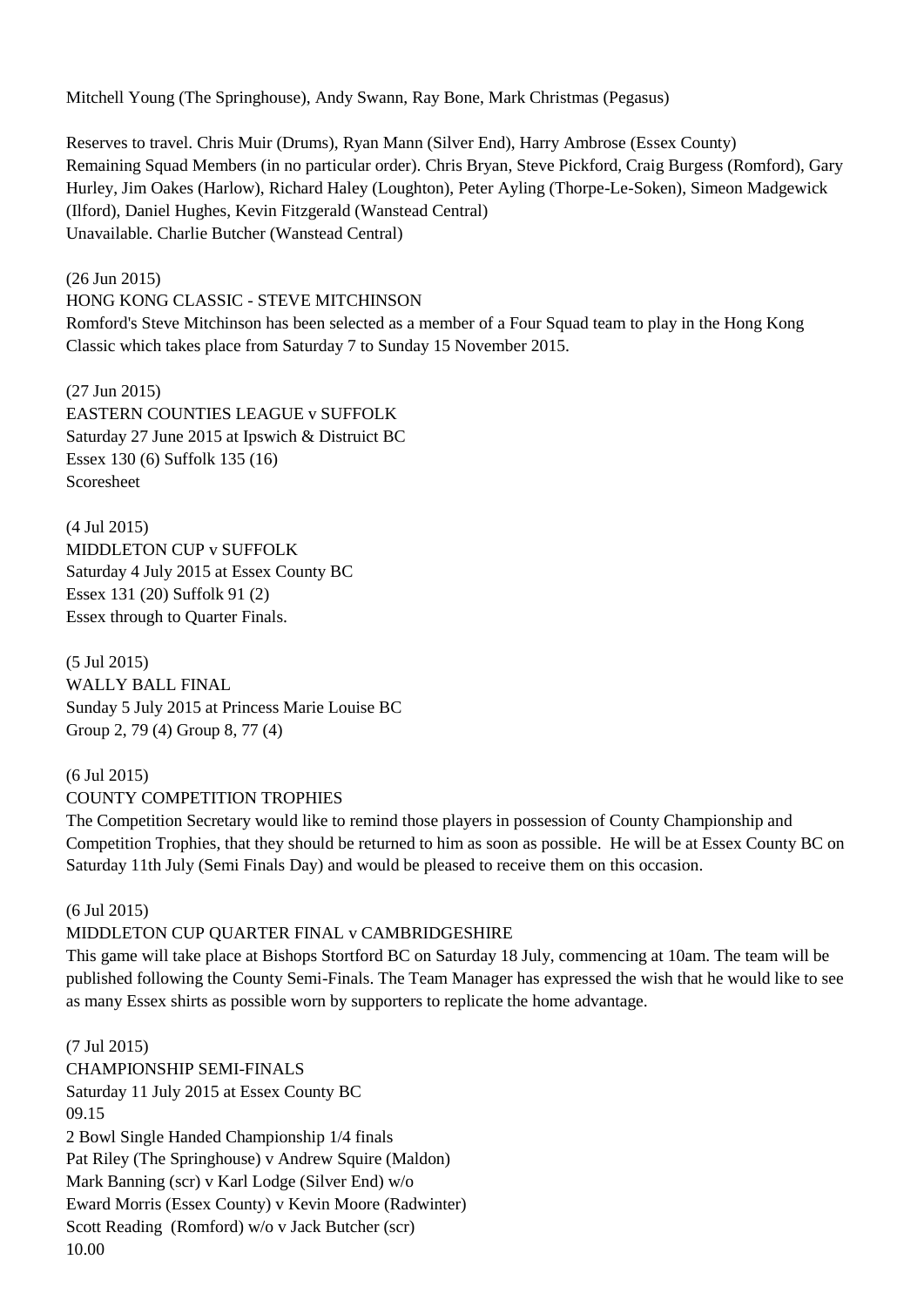Mitchell Young (The Springhouse), Andy Swann, Ray Bone, Mark Christmas (Pegasus)

Reserves to travel. Chris Muir (Drums), Ryan Mann (Silver End), Harry Ambrose (Essex County)
Remaining Squad Members (in no particular order). Chris Bryan, Steve Pickford, Craig Burgess (Romford), Gary Hurley, Jim Oakes (Harlow), Richard Haley (Loughton), Peter Ayling (Thorpe-Le-Soken), Simeon Madgewick (Ilford), Daniel Hughes, Kevin Fitzgerald (Wanstead Central)
Unavailable. Charlie Butcher (Wanstead Central)

(26 Jun 2015)
HONG KONG CLASSIC - STEVE MITCHINSON
Romford's Steve Mitchinson has been selected as a member of a Four Squad team to play in the Hong Kong Classic which takes place from Saturday 7 to Sunday 15 November 2015.

(27 Jun 2015)
EASTERN COUNTIES LEAGUE v SUFFOLK
Saturday 27 June 2015 at Ipswich & Distruict BC
Essex 130 (6) Suffolk 135 (16)
Scoresheet

(4 Jul 2015)
MIDDLETON CUP v SUFFOLK
Saturday 4 July 2015 at Essex County BC
Essex 131 (20) Suffolk 91 (2)
Essex through to Quarter Finals.

(5 Jul 2015)
WALLY BALL FINAL
Sunday 5 July 2015 at Princess Marie Louise BC
Group 2, 79 (4) Group 8, 77 (4)

(6 Jul 2015)
COUNTY COMPETITION TROPHIES
The Competition Secretary would like to remind those players in possession of County Championship and Competition Trophies, that they should be returned to him as soon as possible. He will be at Essex County BC on Saturday 11th July (Semi Finals Day) and would be pleased to receive them on this occasion.

(6 Jul 2015)
MIDDLETON CUP QUARTER FINAL v CAMBRIDGESHIRE
This game will take place at Bishops Stortford BC on Saturday 18 July, commencing at 10am. The team will be published following the County Semi-Finals. The Team Manager has expressed the wish that he would like to see as many Essex shirts as possible worn by supporters to replicate the home advantage.

(7 Jul 2015)
CHAMPIONSHIP SEMI-FINALS
Saturday 11 July 2015 at Essex County BC
09.15
2 Bowl Single Handed Championship 1/4 finals
Pat Riley (The Springhouse) v Andrew Squire (Maldon)
Mark Banning (scr) v Karl Lodge (Silver End) w/o
Eward Morris (Essex County) v Kevin Moore (Radwinter)
Scott Reading (Romford) w/o v Jack Butcher (scr)
10.00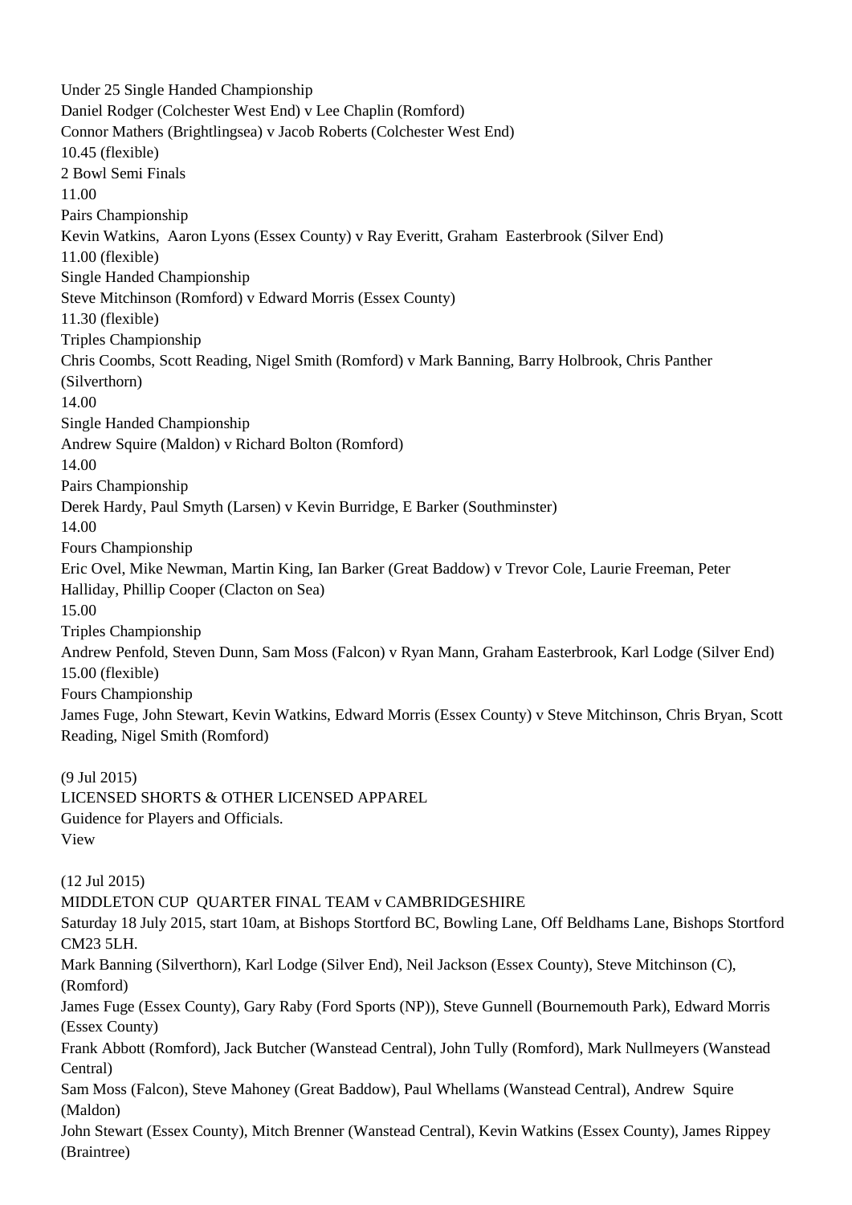Under 25 Single Handed Championship
Daniel Rodger (Colchester West End) v Lee Chaplin (Romford)
Connor Mathers (Brightlingsea) v Jacob Roberts (Colchester West End)
10.45 (flexible)
2 Bowl Semi Finals
11.00
Pairs Championship
Kevin Watkins, Aaron Lyons (Essex County) v Ray Everitt, Graham Easterbrook (Silver End)
11.00 (flexible)
Single Handed Championship
Steve Mitchinson (Romford) v Edward Morris (Essex County)
11.30 (flexible)
Triples Championship
Chris Coombs, Scott Reading, Nigel Smith (Romford) v Mark Banning, Barry Holbrook, Chris Panther (Silverthorn)
14.00
Single Handed Championship
Andrew Squire (Maldon) v Richard Bolton (Romford)
14.00
Pairs Championship
Derek Hardy, Paul Smyth (Larsen) v Kevin Burridge, E Barker (Southminster)
14.00
Fours Championship
Eric Ovel, Mike Newman, Martin King, Ian Barker (Great Baddow) v Trevor Cole, Laurie Freeman, Peter Halliday, Phillip Cooper (Clacton on Sea)
15.00
Triples Championship
Andrew Penfold, Steven Dunn, Sam Moss (Falcon) v Ryan Mann, Graham Easterbrook, Karl Lodge (Silver End)
15.00 (flexible)
Fours Championship
James Fuge, John Stewart, Kevin Watkins, Edward Morris (Essex County) v Steve Mitchinson, Chris Bryan, Scott Reading, Nigel Smith (Romford)

(9 Jul 2015)
LICENSED SHORTS & OTHER LICENSED APPAREL
Guidence for Players and Officials.
View

(12 Jul 2015)
MIDDLETON CUP QUARTER FINAL TEAM v CAMBRIDGESHIRE
Saturday 18 July 2015, start 10am, at Bishops Stortford BC, Bowling Lane, Off Beldhams Lane, Bishops Stortford CM23 5LH.
Mark Banning (Silverthorn), Karl Lodge (Silver End), Neil Jackson (Essex County), Steve Mitchinson (C), (Romford)
James Fuge (Essex County), Gary Raby (Ford Sports (NP)), Steve Gunnell (Bournemouth Park), Edward Morris (Essex County)
Frank Abbott (Romford), Jack Butcher (Wanstead Central), John Tully (Romford), Mark Nullmeyers (Wanstead Central)
Sam Moss (Falcon), Steve Mahoney (Great Baddow), Paul Whellams (Wanstead Central), Andrew Squire (Maldon)
John Stewart (Essex County), Mitch Brenner (Wanstead Central), Kevin Watkins (Essex County), James Rippey (Braintree)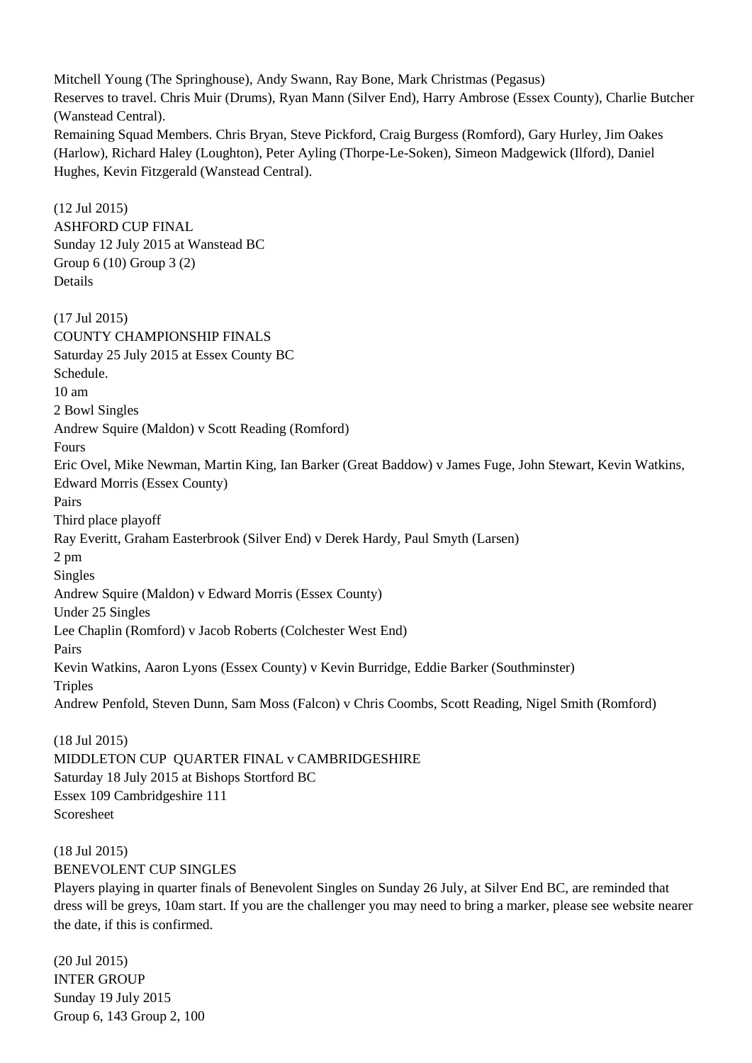Mitchell Young (The Springhouse), Andy Swann, Ray Bone, Mark Christmas (Pegasus)
Reserves to travel. Chris Muir (Drums), Ryan Mann (Silver End), Harry Ambrose (Essex County), Charlie Butcher (Wanstead Central).
Remaining Squad Members. Chris Bryan, Steve Pickford, Craig Burgess (Romford), Gary Hurley, Jim Oakes (Harlow), Richard Haley (Loughton), Peter Ayling (Thorpe-Le-Soken), Simeon Madgewick (Ilford), Daniel Hughes, Kevin Fitzgerald (Wanstead Central).

(12 Jul 2015)
ASHFORD CUP FINAL
Sunday 12 July 2015 at Wanstead BC
Group 6 (10) Group 3 (2)
Details

(17 Jul 2015)
COUNTY CHAMPIONSHIP FINALS
Saturday 25 July 2015 at Essex County BC
Schedule.
10 am
2 Bowl Singles
Andrew Squire (Maldon) v Scott Reading (Romford)
Fours
Eric Ovel, Mike Newman, Martin King, Ian Barker (Great Baddow) v James Fuge, John Stewart, Kevin Watkins, Edward Morris (Essex County)
Pairs
Third place playoff
Ray Everitt, Graham Easterbrook (Silver End) v Derek Hardy, Paul Smyth (Larsen)
2 pm
Singles
Andrew Squire (Maldon) v Edward Morris (Essex County)
Under 25 Singles
Lee Chaplin (Romford) v Jacob Roberts (Colchester West End)
Pairs
Kevin Watkins, Aaron Lyons (Essex County) v Kevin Burridge, Eddie Barker (Southminster)
Triples
Andrew Penfold, Steven Dunn, Sam Moss (Falcon) v Chris Coombs, Scott Reading, Nigel Smith (Romford)

(18 Jul 2015)
MIDDLETON CUP QUARTER FINAL v CAMBRIDGESHIRE
Saturday 18 July 2015 at Bishops Stortford BC
Essex 109 Cambridgeshire 111
Scoresheet

(18 Jul 2015)
BENEVOLENT CUP SINGLES
Players playing in quarter finals of Benevolent Singles on Sunday 26 July, at Silver End BC, are reminded that dress will be greys, 10am start. If you are the challenger you may need to bring a marker, please see website nearer the date, if this is confirmed.

(20 Jul 2015)
INTER GROUP
Sunday 19 July 2015
Group 6, 143 Group 2, 100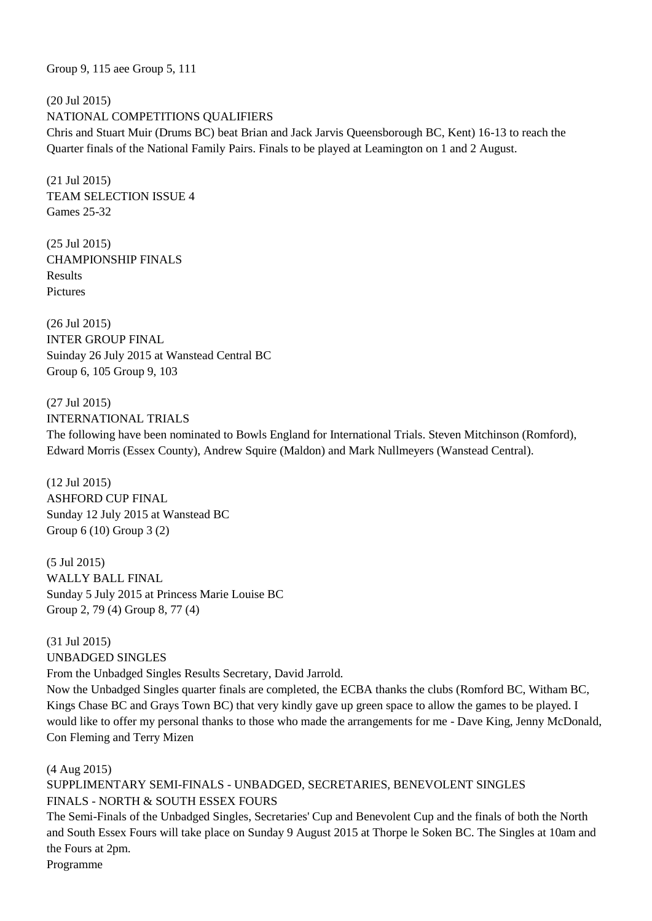Group 9, 115 aee Group 5, 111

(20 Jul 2015)
NATIONAL COMPETITIONS QUALIFIERS
Chris and Stuart Muir (Drums BC) beat Brian and Jack Jarvis Queensborough BC, Kent) 16-13 to reach the Quarter finals of the National Family Pairs. Finals to be played at Leamington on 1 and 2 August.

(21 Jul 2015)
TEAM SELECTION ISSUE 4
Games 25-32

(25 Jul 2015)
CHAMPIONSHIP FINALS
Results
Pictures

(26 Jul 2015)
INTER GROUP FINAL
Suinday 26 July 2015 at Wanstead Central BC
Group 6, 105 Group 9, 103

(27 Jul 2015)
INTERNATIONAL TRIALS
The following have been nominated to Bowls England for International Trials. Steven Mitchinson (Romford), Edward Morris (Essex County), Andrew Squire (Maldon) and Mark Nullmeyers (Wanstead Central).

(12 Jul 2015)
ASHFORD CUP FINAL
Sunday 12 July 2015 at Wanstead BC
Group 6 (10) Group 3 (2)

(5 Jul 2015)
WALLY BALL FINAL
Sunday 5 July 2015 at Princess Marie Louise BC
Group 2, 79 (4) Group 8, 77 (4)

(31 Jul 2015)
UNBADGED SINGLES
From the Unbadged Singles Results Secretary, David Jarrold.
Now the Unbadged Singles quarter finals are completed, the ECBA thanks the clubs (Romford BC, Witham BC, Kings Chase BC and Grays Town BC) that very kindly gave up green space to allow the games to be played. I would like to offer my personal thanks to those who made the arrangements for me - Dave King, Jenny McDonald, Con Fleming and Terry Mizen

(4 Aug 2015)
SUPPLIMENTARY SEMI-FINALS - UNBADGED, SECRETARIES, BENEVOLENT SINGLES
FINALS - NORTH & SOUTH ESSEX FOURS
The Semi-Finals of the Unbadged Singles, Secretaries' Cup and Benevolent Cup and the finals of both the North and South Essex Fours will take place on Sunday 9 August 2015 at Thorpe le Soken BC. The Singles at 10am and the Fours at 2pm.
Programme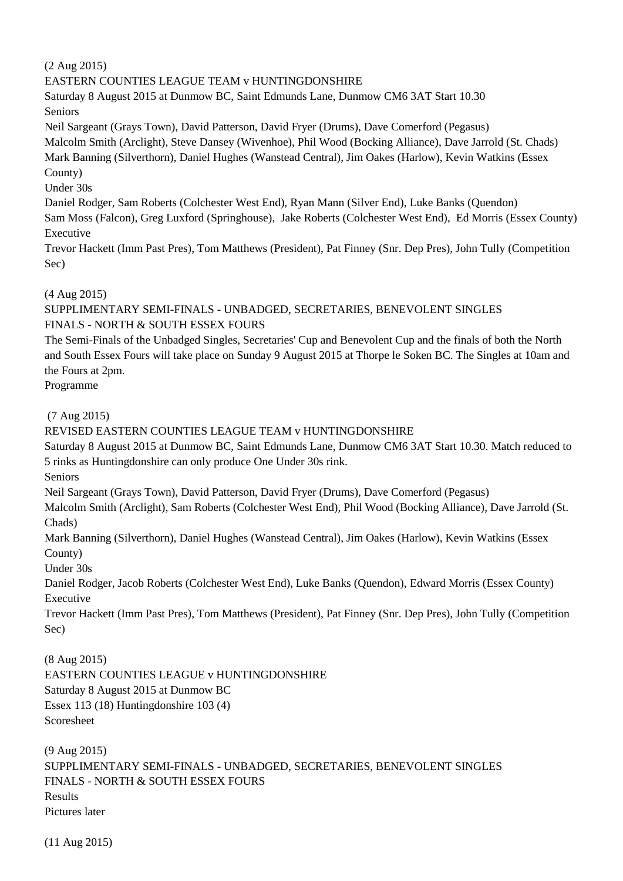(2 Aug 2015)

EASTERN COUNTIES LEAGUE TEAM v HUNTINGDONSHIRE

Saturday 8 August 2015 at Dunmow BC, Saint Edmunds Lane, Dunmow CM6 3AT Start 10.30

Seniors

Neil Sargeant (Grays Town), David Patterson, David Fryer (Drums), Dave Comerford (Pegasus)

Malcolm Smith (Arclight), Steve Dansey (Wivenhoe), Phil Wood (Bocking Alliance), Dave Jarrold (St. Chads)

Mark Banning (Silverthorn), Daniel Hughes (Wanstead Central), Jim Oakes (Harlow), Kevin Watkins (Essex County)

Under 30s

Daniel Rodger, Sam Roberts (Colchester West End), Ryan Mann (Silver End), Luke Banks (Quendon)

Sam Moss (Falcon), Greg Luxford (Springhouse), Jake Roberts (Colchester West End), Ed Morris (Essex County)

Executive

Trevor Hackett (Imm Past Pres), Tom Matthews (President), Pat Finney (Snr. Dep Pres), John Tully (Competition Sec)

(4 Aug 2015)

SUPPLIMENTARY SEMI-FINALS - UNBADGED, SECRETARIES, BENEVOLENT SINGLES

FINALS - NORTH & SOUTH ESSEX FOURS

The Semi-Finals of the Unbadged Singles, Secretaries' Cup and Benevolent Cup and the finals of both the North and South Essex Fours will take place on Sunday 9 August 2015 at Thorpe le Soken BC. The Singles at 10am and the Fours at 2pm.

Programme

(7 Aug 2015)

REVISED EASTERN COUNTIES LEAGUE TEAM v HUNTINGDONSHIRE

Saturday 8 August 2015 at Dunmow BC, Saint Edmunds Lane, Dunmow CM6 3AT Start 10.30. Match reduced to 5 rinks as Huntingdonshire can only produce One Under 30s rink.

Seniors

Neil Sargeant (Grays Town), David Patterson, David Fryer (Drums), Dave Comerford (Pegasus)

Malcolm Smith (Arclight), Sam Roberts (Colchester West End), Phil Wood (Bocking Alliance), Dave Jarrold (St. Chads)

Mark Banning (Silverthorn), Daniel Hughes (Wanstead Central), Jim Oakes (Harlow), Kevin Watkins (Essex County)

Under 30s

Daniel Rodger, Jacob Roberts (Colchester West End), Luke Banks (Quendon), Edward Morris (Essex County)

Executive

Trevor Hackett (Imm Past Pres), Tom Matthews (President), Pat Finney (Snr. Dep Pres), John Tully (Competition Sec)

(8 Aug 2015)

EASTERN COUNTIES LEAGUE v HUNTINGDONSHIRE

Saturday 8 August 2015 at Dunmow BC

Essex 113 (18) Huntingdonshire 103 (4)

Scoresheet

(9 Aug 2015)

SUPPLIMENTARY SEMI-FINALS - UNBADGED, SECRETARIES, BENEVOLENT SINGLES

FINALS - NORTH & SOUTH ESSEX FOURS

Results

Pictures later

(11 Aug 2015)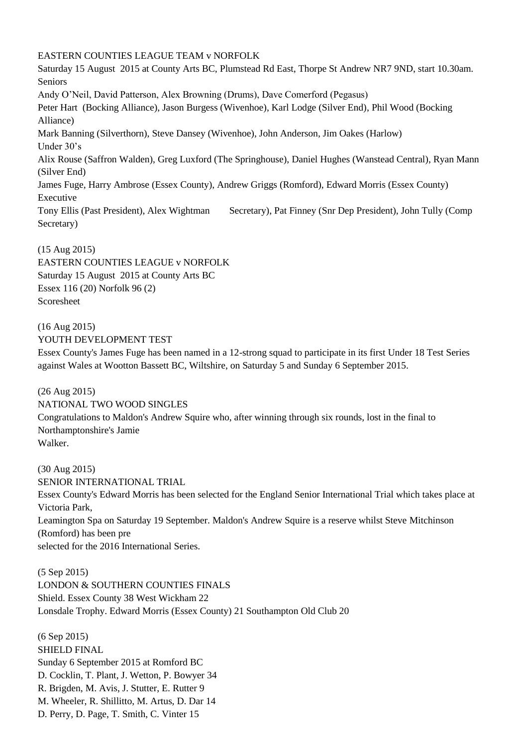EASTERN COUNTIES LEAGUE TEAM v NORFOLK

Saturday 15 August 2015 at County Arts BC, Plumstead Rd East, Thorpe St Andrew NR7 9ND, start 10.30am.

Seniors

Andy O'Neil, David Patterson, Alex Browning (Drums), Dave Comerford (Pegasus)

Peter Hart (Bocking Alliance), Jason Burgess (Wivenhoe), Karl Lodge (Silver End), Phil Wood (Bocking Alliance)

Mark Banning (Silverthorn), Steve Dansey (Wivenhoe), John Anderson, Jim Oakes (Harlow)

Under 30's

Alix Rouse (Saffron Walden), Greg Luxford (The Springhouse), Daniel Hughes (Wanstead Central), Ryan Mann (Silver End)

James Fuge, Harry Ambrose (Essex County), Andrew Griggs (Romford), Edward Morris (Essex County)

Executive

Tony Ellis (Past President), Alex Wightman Secretary), Pat Finney (Snr Dep President), John Tully (Comp Secretary)

(15 Aug 2015)

EASTERN COUNTIES LEAGUE v NORFOLK

Saturday 15 August 2015 at County Arts BC

Essex 116 (20) Norfolk 96 (2)

Scoresheet

(16 Aug 2015)

YOUTH DEVELOPMENT TEST

Essex County's James Fuge has been named in a 12-strong squad to participate in its first Under 18 Test Series against Wales at Wootton Bassett BC, Wiltshire, on Saturday 5 and Sunday 6 September 2015.

(26 Aug 2015)

NATIONAL TWO WOOD SINGLES

Congratulations to Maldon's Andrew Squire who, after winning through six rounds, lost in the final to Northamptonshire's Jamie Walker.

(30 Aug 2015)

SENIOR INTERNATIONAL TRIAL

Essex County's Edward Morris has been selected for the England Senior International Trial which takes place at Victoria Park, Leamington Spa on Saturday 19 September. Maldon's Andrew Squire is a reserve whilst Steve Mitchinson (Romford) has been pre selected for the 2016 International Series.

(5 Sep 2015)

LONDON & SOUTHERN COUNTIES FINALS

Shield. Essex County 38 West Wickham 22

Lonsdale Trophy. Edward Morris (Essex County) 21 Southampton Old Club 20

(6 Sep 2015)

SHIELD FINAL

Sunday 6 September 2015 at Romford BC

D. Cocklin, T. Plant, J. Wetton, P. Bowyer 34

R. Brigden, M. Avis, J. Stutter, E. Rutter 9

M. Wheeler, R. Shillitto, M. Artus, D. Dar 14

D. Perry, D. Page, T. Smith, C. Vinter 15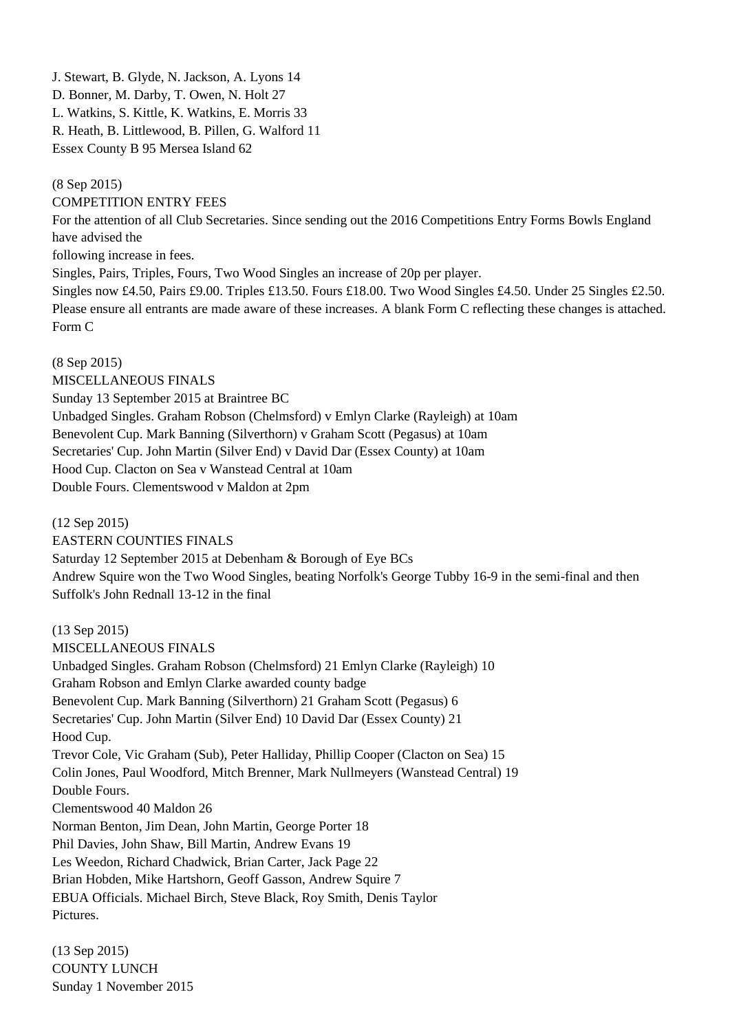J. Stewart, B. Glyde, N. Jackson, A. Lyons 14
D. Bonner, M. Darby, T. Owen, N. Holt 27
L. Watkins, S. Kittle, K. Watkins, E. Morris 33
R. Heath, B. Littlewood, B. Pillen, G. Walford 11
Essex County B 95 Mersea Island 62

(8 Sep 2015)
COMPETITION ENTRY FEES
For the attention of all Club Secretaries. Since sending out the 2016 Competitions Entry Forms Bowls England have advised the
following increase in fees.
Singles, Pairs, Triples, Fours, Two Wood Singles an increase of 20p per player.
Singles now £4.50, Pairs £9.00. Triples £13.50. Fours £18.00. Two Wood Singles £4.50. Under 25 Singles £2.50.
Please ensure all entrants are made aware of these increases. A blank Form C reflecting these changes is attached.
Form C

(8 Sep 2015)
MISCELLANEOUS FINALS
Sunday 13 September 2015 at Braintree BC
Unbadged Singles. Graham Robson (Chelmsford) v Emlyn Clarke (Rayleigh) at 10am
Benevolent Cup. Mark Banning (Silverthorn) v Graham Scott (Pegasus) at 10am
Secretaries' Cup. John Martin (Silver End) v David Dar (Essex County) at 10am
Hood Cup. Clacton on Sea v Wanstead Central at 10am
Double Fours. Clementswood v Maldon at 2pm

(12 Sep 2015)
EASTERN COUNTIES FINALS
Saturday 12 September 2015 at Debenham & Borough of Eye BCs
Andrew Squire won the Two Wood Singles, beating Norfolk's George Tubby 16-9 in the semi-final and then Suffolk's John Rednall 13-12 in the final

(13 Sep 2015)
MISCELLANEOUS FINALS
Unbadged Singles. Graham Robson (Chelmsford) 21 Emlyn Clarke (Rayleigh) 10
Graham Robson and Emlyn Clarke awarded county badge
Benevolent Cup. Mark Banning (Silverthorn) 21 Graham Scott (Pegasus) 6
Secretaries' Cup. John Martin (Silver End) 10 David Dar (Essex County) 21
Hood Cup.
Trevor Cole, Vic Graham (Sub), Peter Halliday, Phillip Cooper (Clacton on Sea) 15
Colin Jones, Paul Woodford, Mitch Brenner, Mark Nullmeyers (Wanstead Central) 19
Double Fours.
Clementswood 40 Maldon 26
Norman Benton, Jim Dean, John Martin, George Porter 18
Phil Davies, John Shaw, Bill Martin, Andrew Evans 19
Les Weedon, Richard Chadwick, Brian Carter, Jack Page 22
Brian Hobden, Mike Hartshorn, Geoff Gasson, Andrew Squire 7
EBUA Officials. Michael Birch, Steve Black, Roy Smith, Denis Taylor
Pictures.

(13 Sep 2015)
COUNTY LUNCH
Sunday 1 November 2015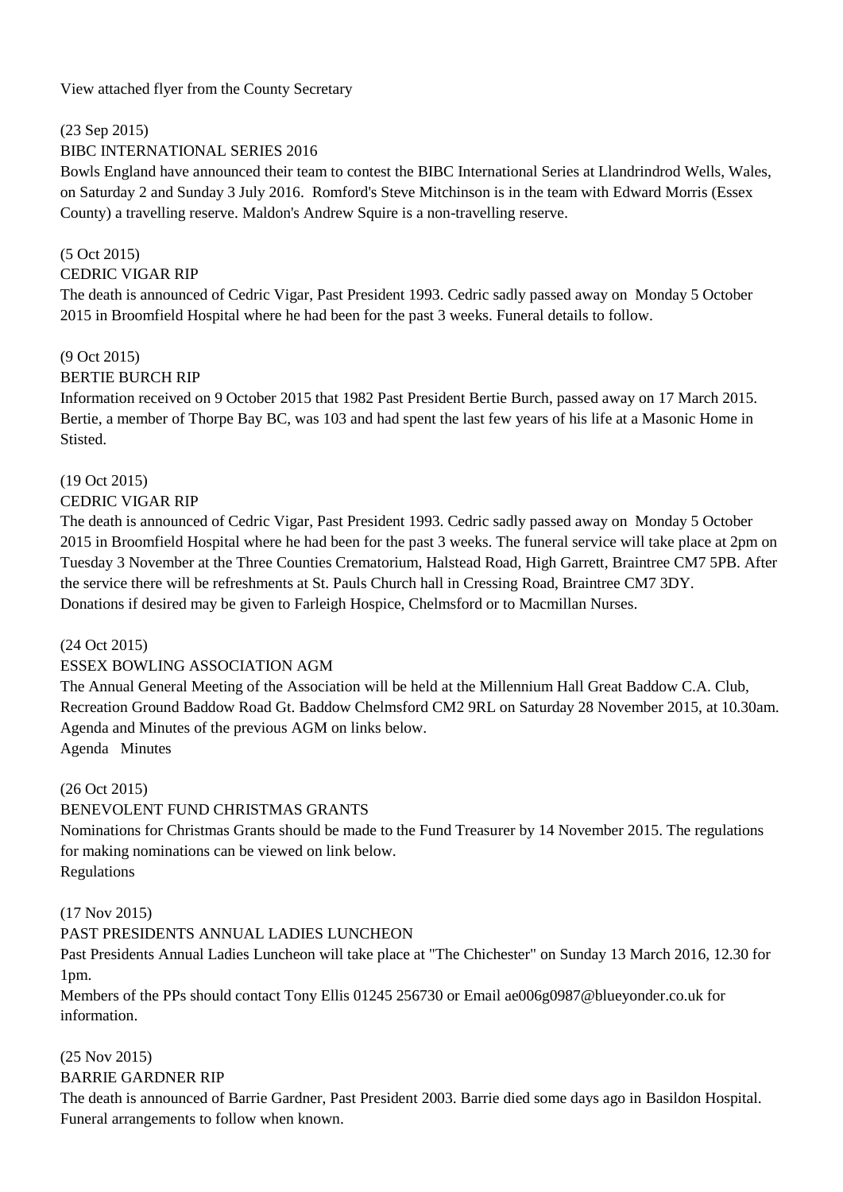View attached flyer from the County Secretary

(23 Sep 2015)

BIBC INTERNATIONAL SERIES 2016

Bowls England have announced their team to contest the BIBC International Series at Llandrindrod Wells, Wales, on Saturday 2 and Sunday 3 July 2016. Romford's Steve Mitchinson is in the team with Edward Morris (Essex County) a travelling reserve. Maldon's Andrew Squire is a non-travelling reserve.

(5 Oct 2015)

CEDRIC VIGAR RIP

The death is announced of Cedric Vigar, Past President 1993. Cedric sadly passed away on Monday 5 October 2015 in Broomfield Hospital where he had been for the past 3 weeks. Funeral details to follow.

(9 Oct 2015)

BERTIE BURCH RIP

Information received on 9 October 2015 that 1982 Past President Bertie Burch, passed away on 17 March 2015. Bertie, a member of Thorpe Bay BC, was 103 and had spent the last few years of his life at a Masonic Home in Stisted.

(19 Oct 2015)

CEDRIC VIGAR RIP

The death is announced of Cedric Vigar, Past President 1993. Cedric sadly passed away on Monday 5 October 2015 in Broomfield Hospital where he had been for the past 3 weeks. The funeral service will take place at 2pm on Tuesday 3 November at the Three Counties Crematorium, Halstead Road, High Garrett, Braintree CM7 5PB. After the service there will be refreshments at St. Pauls Church hall in Cressing Road, Braintree CM7 3DY.
Donations if desired may be given to Farleigh Hospice, Chelmsford or to Macmillan Nurses.

(24 Oct 2015)

ESSEX BOWLING ASSOCIATION AGM

The Annual General Meeting of the Association will be held at the Millennium Hall Great Baddow C.A. Club, Recreation Ground Baddow Road Gt. Baddow Chelmsford CM2 9RL on Saturday 28 November 2015, at 10.30am. Agenda and Minutes of the previous AGM on links below.
Agenda Minutes

(26 Oct 2015)

BENEVOLENT FUND CHRISTMAS GRANTS

Nominations for Christmas Grants should be made to the Fund Treasurer by 14 November 2015. The regulations for making nominations can be viewed on link below.
Regulations

(17 Nov 2015)

PAST PRESIDENTS ANNUAL LADIES LUNCHEON

Past Presidents Annual Ladies Luncheon will take place at "The Chichester" on Sunday 13 March 2016, 12.30 for 1pm.
Members of the PPs should contact Tony Ellis 01245 256730 or Email ae006g0987@blueyonder.co.uk for information.

(25 Nov 2015)

BARRIE GARDNER RIP

The death is announced of Barrie Gardner, Past President 2003. Barrie died some days ago in Basildon Hospital. Funeral arrangements to follow when known.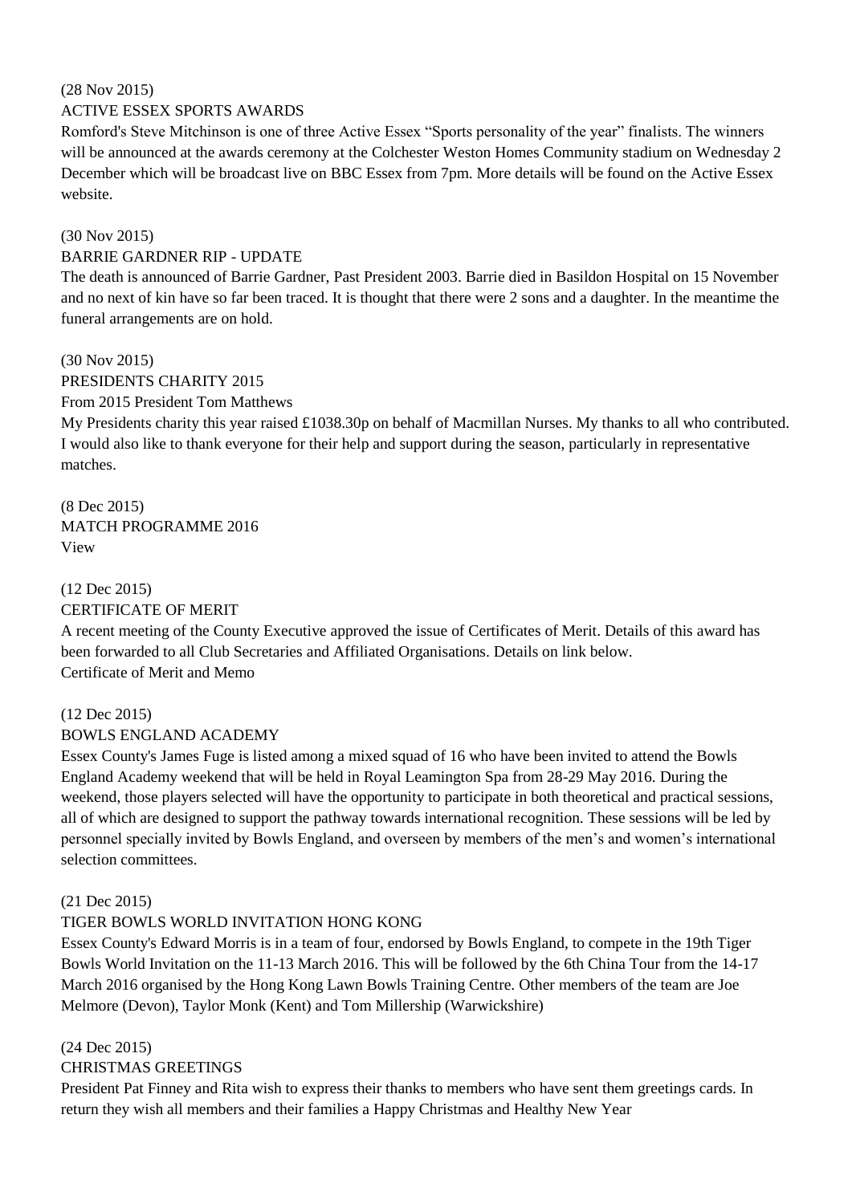(28 Nov 2015)

ACTIVE ESSEX SPORTS AWARDS

Romford's Steve Mitchinson is one of three Active Essex "Sports personality of the year" finalists. The winners will be announced at the awards ceremony at the Colchester Weston Homes Community stadium on Wednesday 2 December which will be broadcast live on BBC Essex from 7pm. More details will be found on the Active Essex website.

(30 Nov 2015)

BARRIE GARDNER RIP - UPDATE

The death is announced of Barrie Gardner, Past President 2003. Barrie died in Basildon Hospital on 15 November and no next of kin have so far been traced. It is thought that there were 2 sons and a daughter. In the meantime the funeral arrangements are on hold.

(30 Nov 2015)

PRESIDENTS CHARITY 2015

From 2015 President Tom Matthews

My Presidents charity this year raised £1038.30p on behalf of Macmillan Nurses. My thanks to all who contributed. I would also like to thank everyone for their help and support during the season, particularly in representative matches.

(8 Dec 2015)

MATCH PROGRAMME 2016

View

(12 Dec 2015)

CERTIFICATE OF MERIT

A recent meeting of the County Executive approved the issue of Certificates of Merit. Details of this award has been forwarded to all Club Secretaries and Affiliated Organisations. Details on link below.

Certificate of Merit and Memo

(12 Dec 2015)

BOWLS ENGLAND ACADEMY

Essex County's James Fuge is listed among a mixed squad of 16 who have been invited to attend the Bowls England Academy weekend that will be held in Royal Leamington Spa from 28-29 May 2016. During the weekend, those players selected will have the opportunity to participate in both theoretical and practical sessions, all of which are designed to support the pathway towards international recognition. These sessions will be led by personnel specially invited by Bowls England, and overseen by members of the men's and women's international selection committees.

(21 Dec 2015)

TIGER BOWLS WORLD INVITATION HONG KONG

Essex County's Edward Morris is in a team of four, endorsed by Bowls England, to compete in the 19th Tiger Bowls World Invitation on the 11-13 March 2016. This will be followed by the 6th China Tour from the 14-17 March 2016 organised by the Hong Kong Lawn Bowls Training Centre. Other members of the team are Joe Melmore (Devon), Taylor Monk (Kent) and Tom Millership (Warwickshire)

(24 Dec 2015)

CHRISTMAS GREETINGS

President Pat Finney and Rita wish to express their thanks to members who have sent them greetings cards. In return they wish all members and their families a Happy Christmas and Healthy New Year